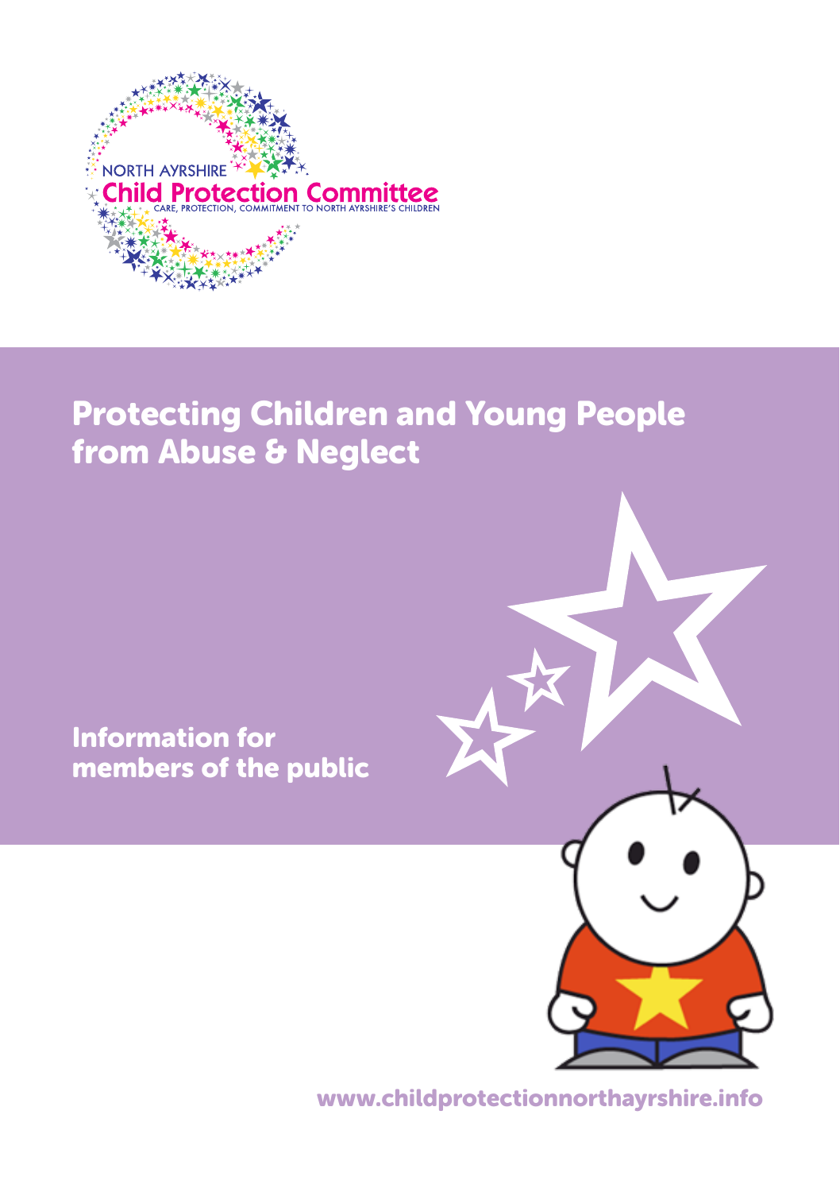NORTH AYRSHIRE

**Child Protection Committee**

CARE, PROTECTION, COMMITMENT TO NORTH AYRSHIRE'S CHILDREN

# Protecting Children and Young People from Abuse & Neglect

## Information for members of the public

www.childprotectionnorthayrshire.info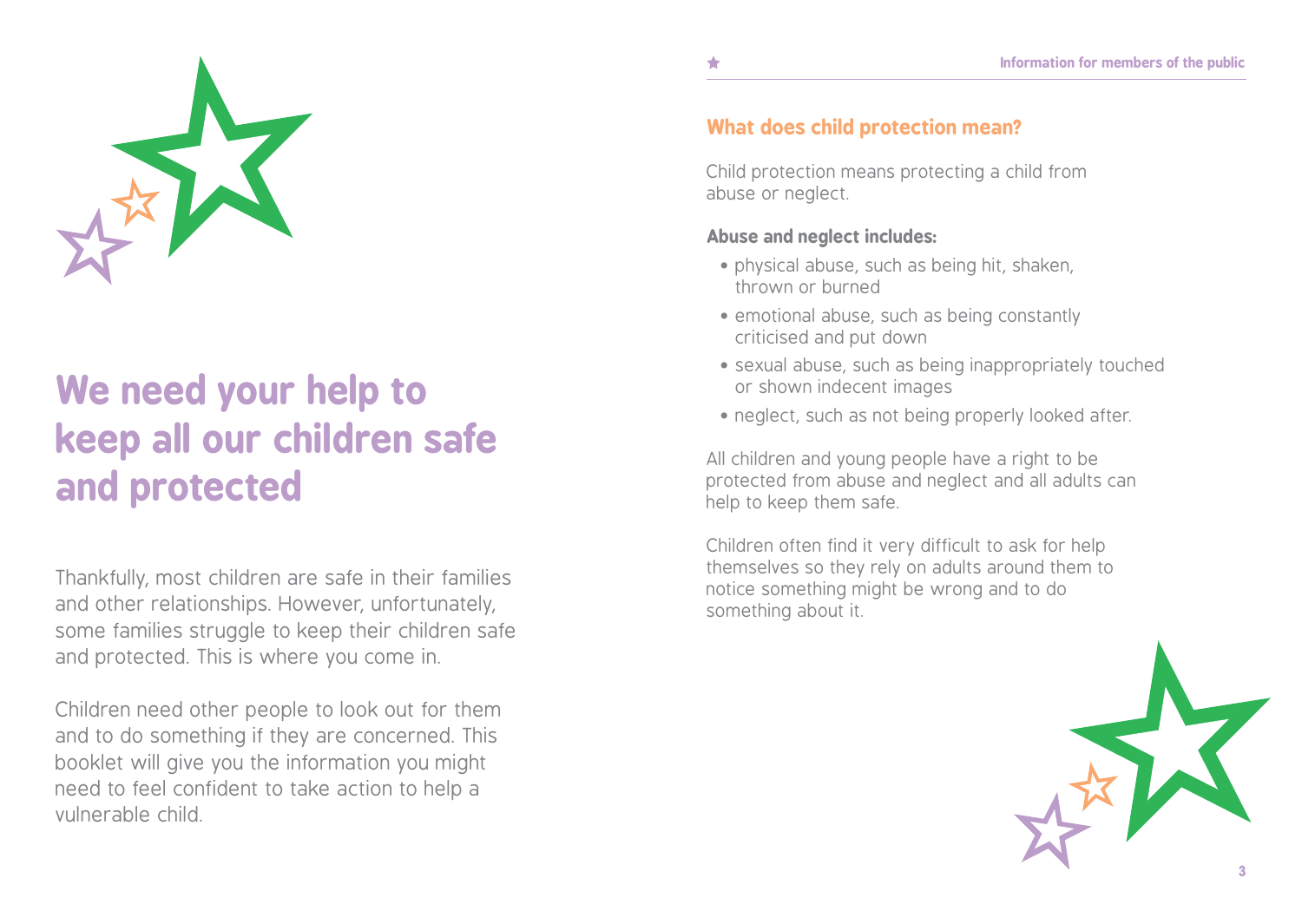# We need your help to keep all our children safe and protected

Thankfully, most children are safe in their families and other relationships. However, unfortunately, some families struggle to keep their children safe and protected. This is where you come in.

Children need other people to look out for them and to do something if they are concerned. This booklet will give you the information you might need to feel confident to take action to help a vulnerable child.

## What does child protection mean?

Child protection means protecting a child from abuse or neglect.

**Abuse and neglect includes:**

- physical abuse, such as being hit, shaken, thrown or burned
- emotional abuse, such as being constantly criticised and put down
- sexual abuse, such as being inappropriately touched or shown indecent images
- neglect, such as not being properly looked after.

All children and young people have a right to be protected from abuse and neglect and all adults can help to keep them safe.

Children often find it very difficult to ask for help themselves so they rely on adults around them to notice something might be wrong and to do something about it.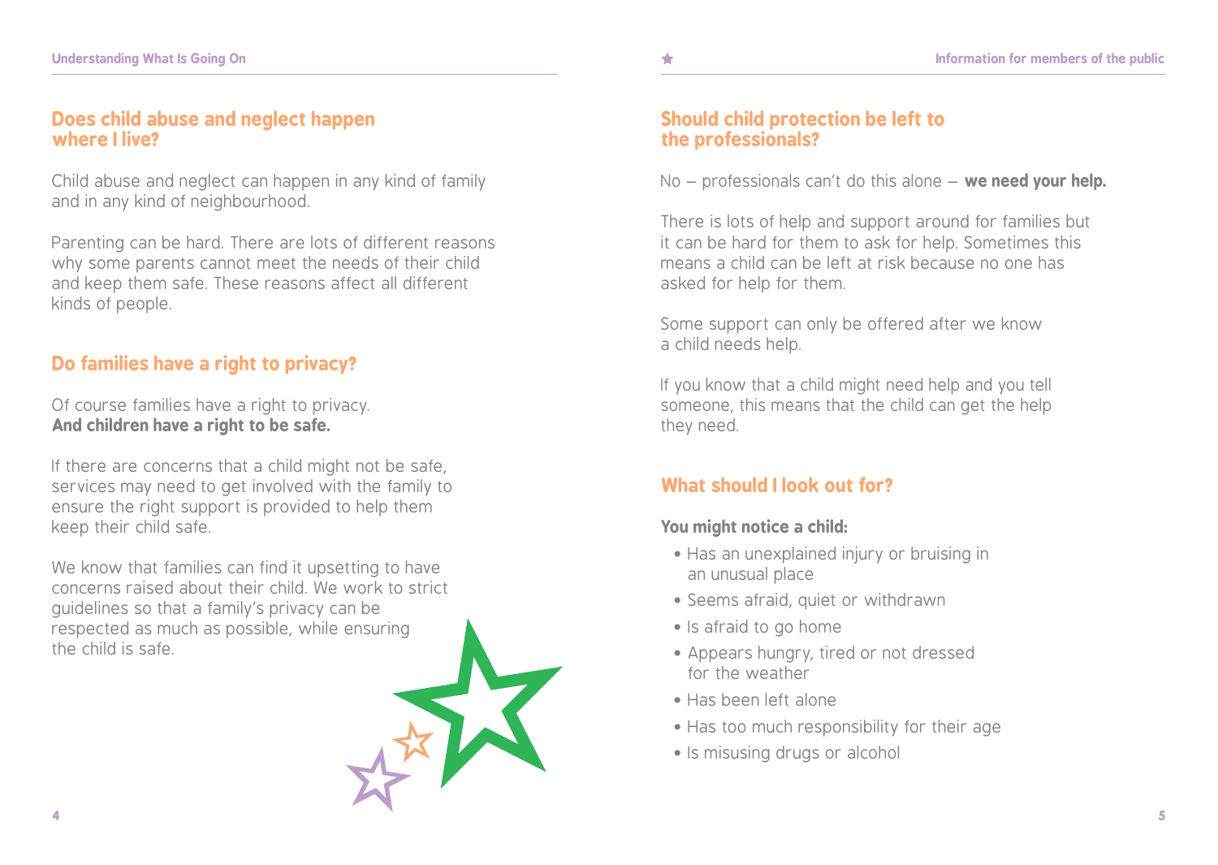## Does child abuse and neglect happen where I live?

Child abuse and neglect can happen in any kind of family and in any kind of neighbourhood.

Parenting can be hard. There are lots of different reasons why some parents cannot meet the needs of their child and keep them safe. These reasons affect all different kinds of people.

## Do families have a right to privacy?

Of course families have a right to privacy.
**And children have a right to be safe.**

If there are concerns that a child might not be safe, services may need to get involved with the family to ensure the right support is provided to help them keep their child safe.

We know that families can find it upsetting to have concerns raised about their child. We work to strict guidelines so that a family's privacy can be respected as much as possible, while ensuring the child is safe.

## Should child protection be left to the professionals?

No – professionals can't do this alone – **we need your help.**

There is lots of help and support around for families but it can be hard for them to ask for help. Sometimes this means a child can be left at risk because no one has asked for help for them.

Some support can only be offered after we know a child needs help.

If you know that a child might need help and you tell someone, this means that the child can get the help they need.

## What should I look out for?

**You might notice a child:**

- Has an unexplained injury or bruising in an unusual place
- Seems afraid, quiet or withdrawn
- Is afraid to go home
- Appears hungry, tired or not dressed for the weather
- Has been left alone
- Has too much responsibility for their age
- Is misusing drugs or alcohol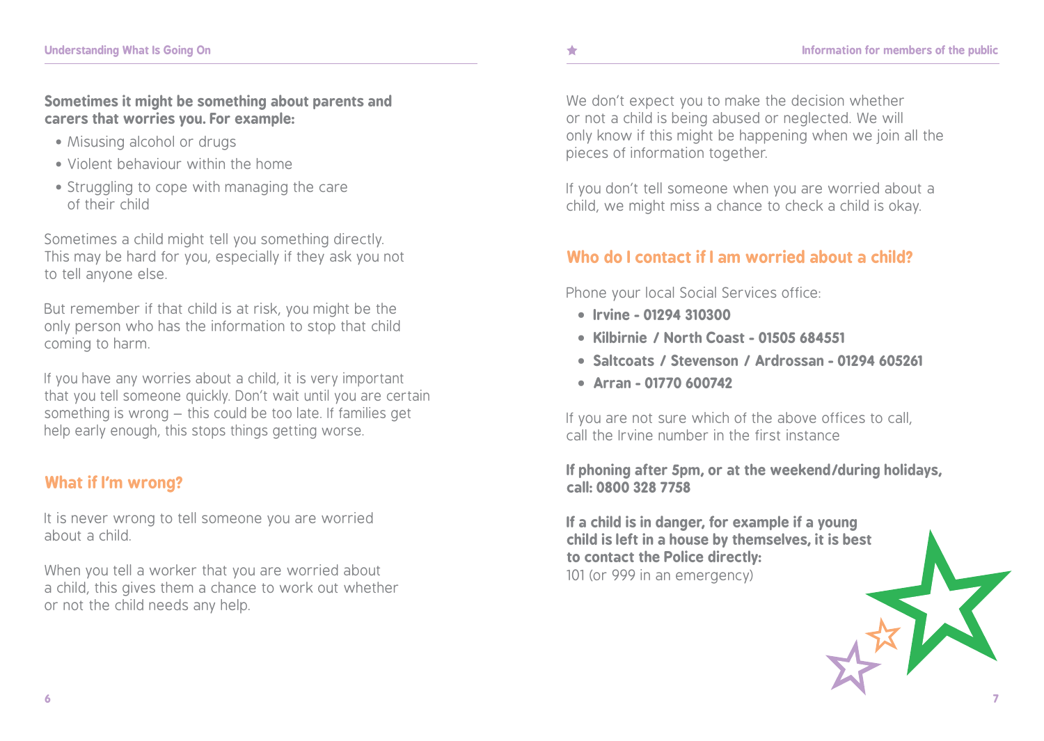**Sometimes it might be something about parents and carers that worries you. For example:**

- Misusing alcohol or drugs
- Violent behaviour within the home
- Struggling to cope with managing the care of their child

Sometimes a child might tell you something directly. This may be hard for you, especially if they ask you not to tell anyone else.

But remember if that child is at risk, you might be the only person who has the information to stop that child coming to harm.

If you have any worries about a child, it is very important that you tell someone quickly. Don't wait until you are certain something is wrong – this could be too late. If families get help early enough, this stops things getting worse.

## What if I'm wrong?

It is never wrong to tell someone you are worried about a child.

When you tell a worker that you are worried about a child, this gives them a chance to work out whether or not the child needs any help.

We don't expect you to make the decision whether or not a child is being abused or neglected. We will only know if this might be happening when we join all the pieces of information together.

If you don't tell someone when you are worried about a child, we might miss a chance to check a child is okay.

## Who do I contact if I am worried about a child?

Phone your local Social Services office:

- **Irvine - 01294 310300**
- **Kilbirnie / North Coast - 01505 684551**
- **Saltcoats / Stevenson / Ardrossan - 01294 605261**
- **Arran - 01770 600742**

If you are not sure which of the above offices to call, call the Irvine number in the first instance

**If phoning after 5pm, or at the weekend/during holidays, call: 0800 328 7758**

**If a child is in danger, for example if a young child is left in a house by themselves, it is best to contact the Police directly:**
101 (or 999 in an emergency)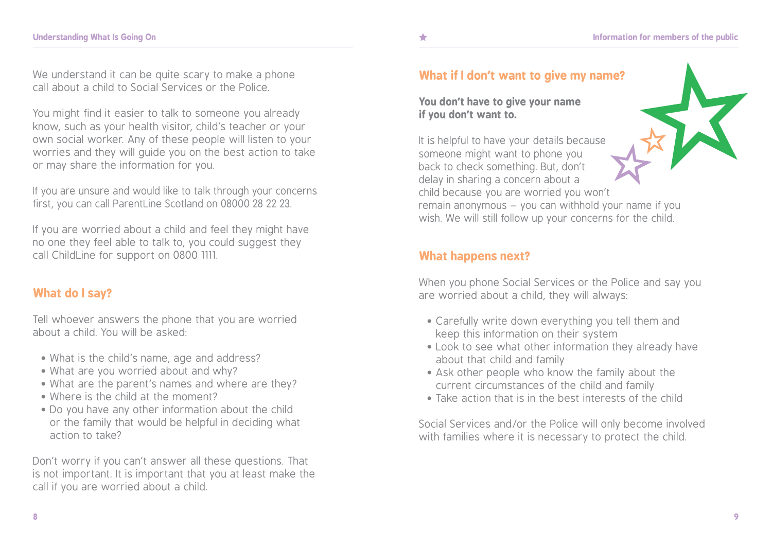We understand it can be quite scary to make a phone call about a child to Social Services or the Police.

You might find it easier to talk to someone you already know, such as your health visitor, child's teacher or your own social worker. Any of these people will listen to your worries and they will guide you on the best action to take or may share the information for you.

If you are unsure and would like to talk through your concerns first, you can call ParentLine Scotland on 08000 28 22 23.

If you are worried about a child and feel they might have no one they feel able to talk to, you could suggest they call ChildLine for support on 0800 1111.

## What do I say?

Tell whoever answers the phone that you are worried about a child. You will be asked:

- What is the child's name, age and address?
- What are you worried about and why?
- What are the parent's names and where are they?
- Where is the child at the moment?
- Do you have any other information about the child or the family that would be helpful in deciding what action to take?

Don't worry if you can't answer all these questions. That is not important. It is important that you at least make the call if you are worried about a child.

## What if I don't want to give my name?

**You don't have to give your name if you don't want to.**

It is helpful to have your details because someone might want to phone you back to check something. But, don't delay in sharing a concern about a child because you are worried you won't remain anonymous – you can withhold your name if you wish. We will still follow up your concerns for the child.

## What happens next?

When you phone Social Services or the Police and say you are worried about a child, they will always:

- Carefully write down everything you tell them and keep this information on their system
- Look to see what other information they already have about that child and family
- Ask other people who know the family about the current circumstances of the child and family
- Take action that is in the best interests of the child

Social Services and/or the Police will only become involved with families where it is necessary to protect the child.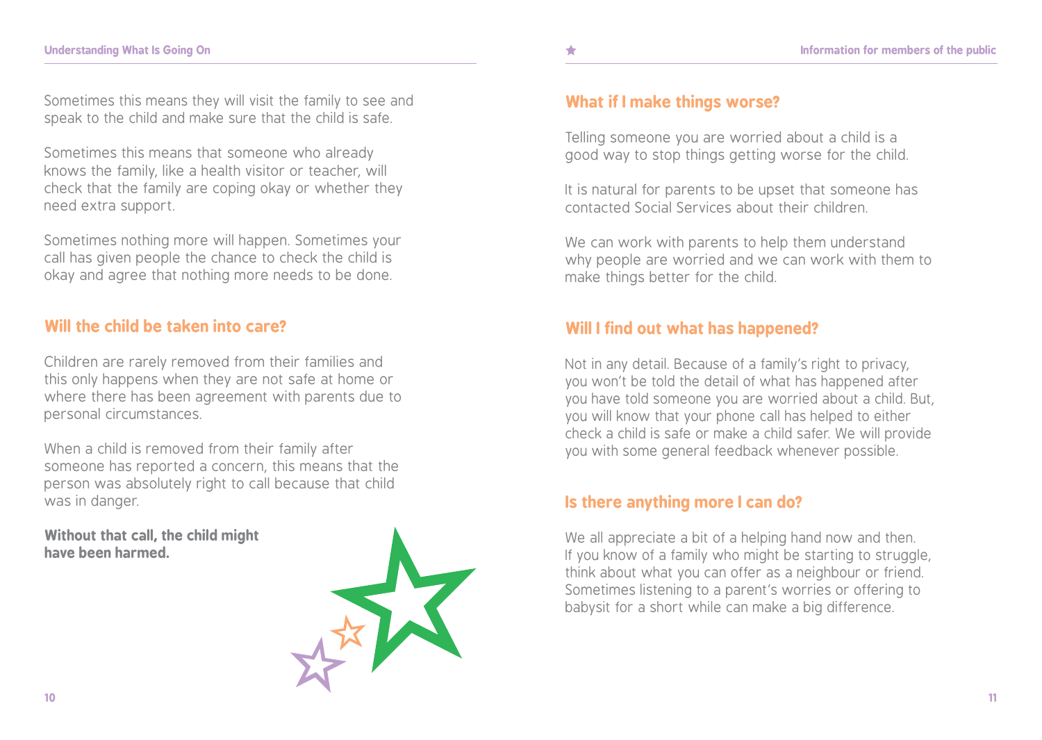Sometimes this means they will visit the family to see and speak to the child and make sure that the child is safe.

Sometimes this means that someone who already knows the family, like a health visitor or teacher, will check that the family are coping okay or whether they need extra support.

Sometimes nothing more will happen. Sometimes your call has given people the chance to check the child is okay and agree that nothing more needs to be done.

## Will the child be taken into care?

Children are rarely removed from their families and this only happens when they are not safe at home or where there has been agreement with parents due to personal circumstances.

When a child is removed from their family after someone has reported a concern, this means that the person was absolutely right to call because that child was in danger.

**Without that call, the child might have been harmed.**

## What if I make things worse?

Telling someone you are worried about a child is a good way to stop things getting worse for the child.

It is natural for parents to be upset that someone has contacted Social Services about their children.

We can work with parents to help them understand why people are worried and we can work with them to make things better for the child.

## Will I find out what has happened?

Not in any detail. Because of a family's right to privacy, you won't be told the detail of what has happened after you have told someone you are worried about a child. But, you will know that your phone call has helped to either check a child is safe or make a child safer. We will provide you with some general feedback whenever possible.

## Is there anything more I can do?

We all appreciate a bit of a helping hand now and then. If you know of a family who might be starting to struggle, think about what you can offer as a neighbour or friend. Sometimes listening to a parent's worries or offering to babysit for a short while can make a big difference.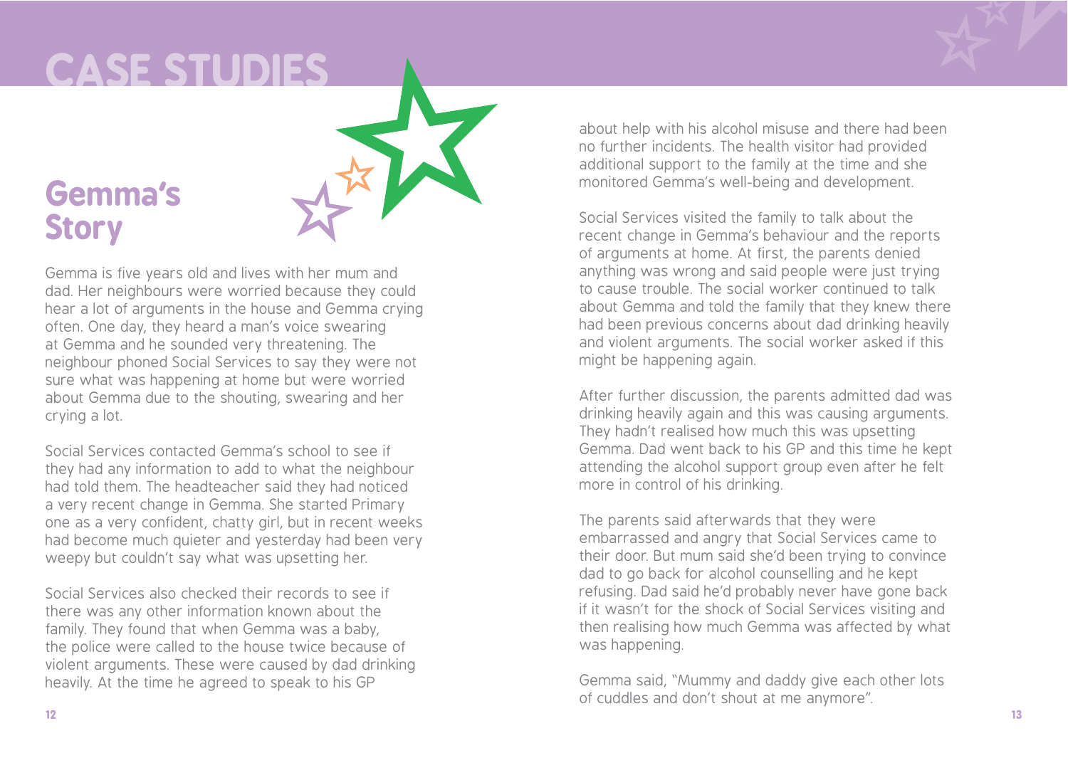# CASE STUDIES

## Gemma's Story

Gemma is five years old and lives with her mum and dad. Her neighbours were worried because they could hear a lot of arguments in the house and Gemma crying often. One day, they heard a man's voice swearing at Gemma and he sounded very threatening. The neighbour phoned Social Services to say they were not sure what was happening at home but were worried about Gemma due to the shouting, swearing and her crying a lot.

Social Services contacted Gemma's school to see if they had any information to add to what the neighbour had told them. The headteacher said they had noticed a very recent change in Gemma. She started Primary one as a very confident, chatty girl, but in recent weeks had become much quieter and yesterday had been very weepy but couldn't say what was upsetting her.

Social Services also checked their records to see if there was any other information known about the family. They found that when Gemma was a baby, the police were called to the house twice because of violent arguments. These were caused by dad drinking heavily. At the time he agreed to speak to his GP about help with his alcohol misuse and there had been no further incidents. The health visitor had provided additional support to the family at the time and she monitored Gemma's well-being and development.

Social Services visited the family to talk about the recent change in Gemma's behaviour and the reports of arguments at home. At first, the parents denied anything was wrong and said people were just trying to cause trouble. The social worker continued to talk about Gemma and told the family that they knew there had been previous concerns about dad drinking heavily and violent arguments. The social worker asked if this might be happening again.

After further discussion, the parents admitted dad was drinking heavily again and this was causing arguments. They hadn't realised how much this was upsetting Gemma. Dad went back to his GP and this time he kept attending the alcohol support group even after he felt more in control of his drinking.

The parents said afterwards that they were embarrassed and angry that Social Services came to their door. But mum said she'd been trying to convince dad to go back for alcohol counselling and he kept refusing. Dad said he'd probably never have gone back if it wasn't for the shock of Social Services visiting and then realising how much Gemma was affected by what was happening.

Gemma said, "Mummy and daddy give each other lots of cuddles and don't shout at me anymore".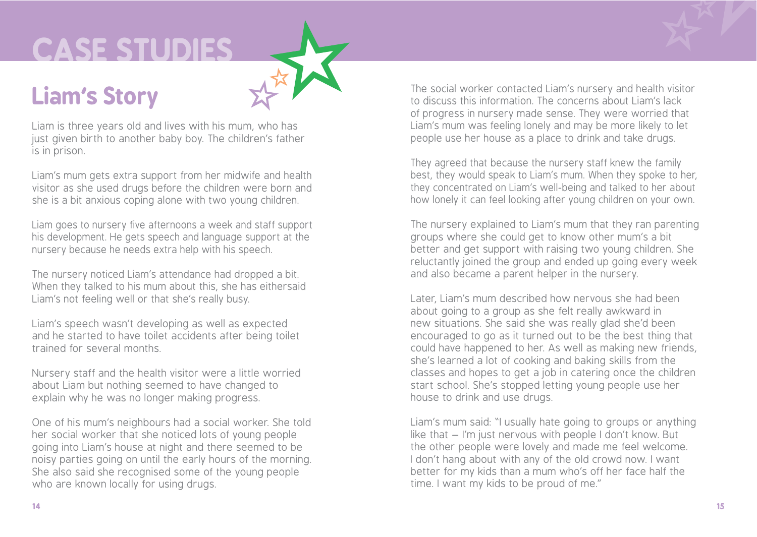# CASE STUDIES

## Liam's Story

Liam is three years old and lives with his mum, who has just given birth to another baby boy. The children's father is in prison.

Liam's mum gets extra support from her midwife and health visitor as she used drugs before the children were born and she is a bit anxious coping alone with two young children.

Liam goes to nursery five afternoons a week and staff support his development. He gets speech and language support at the nursery because he needs extra help with his speech.

The nursery noticed Liam's attendance had dropped a bit. When they talked to his mum about this, she has eithersaid Liam's not feeling well or that she's really busy.

Liam's speech wasn't developing as well as expected and he started to have toilet accidents after being toilet trained for several months.

Nursery staff and the health visitor were a little worried about Liam but nothing seemed to have changed to explain why he was no longer making progress.

One of his mum's neighbours had a social worker. She told her social worker that she noticed lots of young people going into Liam's house at night and there seemed to be noisy parties going on until the early hours of the morning. She also said she recognised some of the young people who are known locally for using drugs.

The social worker contacted Liam's nursery and health visitor to discuss this information. The concerns about Liam's lack of progress in nursery made sense. They were worried that Liam's mum was feeling lonely and may be more likely to let people use her house as a place to drink and take drugs.

They agreed that because the nursery staff knew the family best, they would speak to Liam's mum. When they spoke to her, they concentrated on Liam's well-being and talked to her about how lonely it can feel looking after young children on your own.

The nursery explained to Liam's mum that they ran parenting groups where she could get to know other mum's a bit better and get support with raising two young children. She reluctantly joined the group and ended up going every week and also became a parent helper in the nursery.

Later, Liam's mum described how nervous she had been about going to a group as she felt really awkward in new situations. She said she was really glad she'd been encouraged to go as it turned out to be the best thing that could have happened to her. As well as making new friends, she's learned a lot of cooking and baking skills from the classes and hopes to get a job in catering once the children start school. She's stopped letting young people use her house to drink and use drugs.

Liam's mum said: "I usually hate going to groups or anything like that – I'm just nervous with people I don't know. But the other people were lovely and made me feel welcome. I don't hang about with any of the old crowd now. I want better for my kids than a mum who's off her face half the time. I want my kids to be proud of me."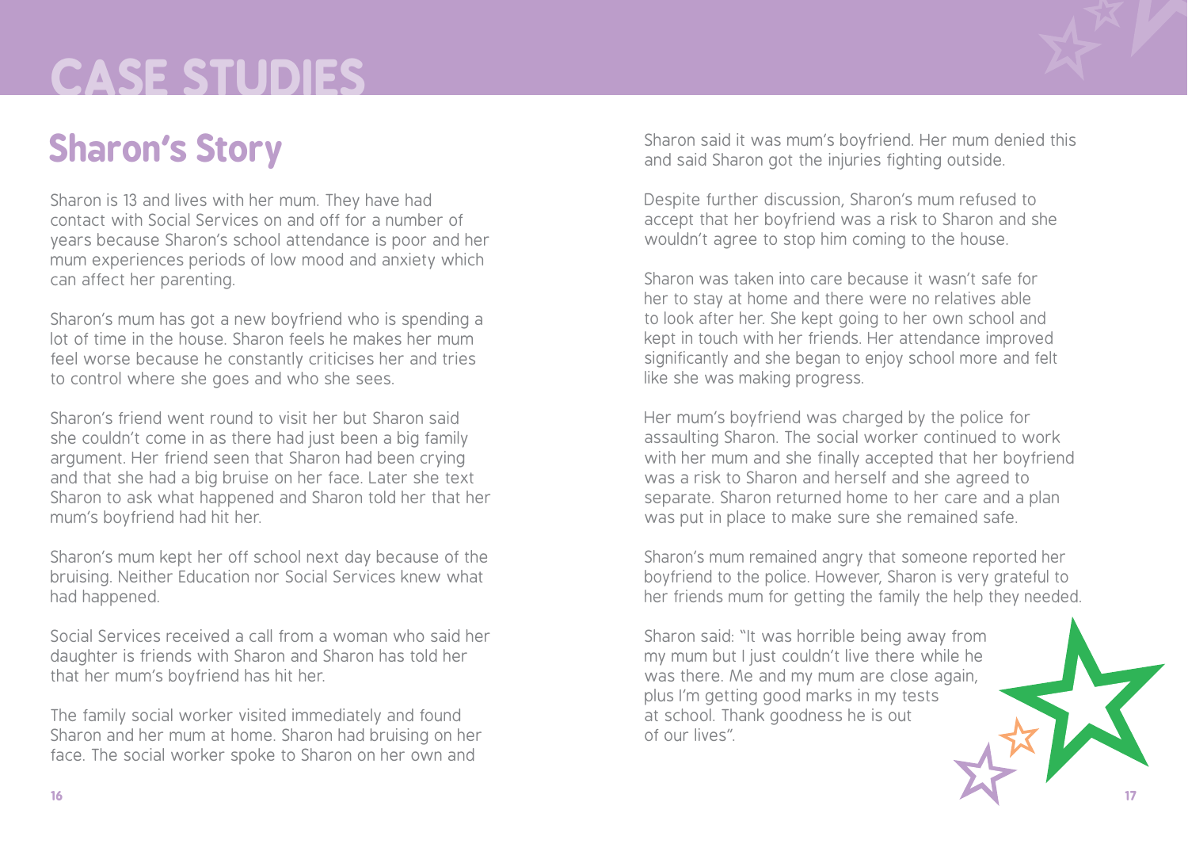# CASE STUDIES

## Sharon's Story

Sharon is 13 and lives with her mum. They have had contact with Social Services on and off for a number of years because Sharon's school attendance is poor and her mum experiences periods of low mood and anxiety which can affect her parenting.

Sharon's mum has got a new boyfriend who is spending a lot of time in the house. Sharon feels he makes her mum feel worse because he constantly criticises her and tries to control where she goes and who she sees.

Sharon's friend went round to visit her but Sharon said she couldn't come in as there had just been a big family argument. Her friend seen that Sharon had been crying and that she had a big bruise on her face. Later she text Sharon to ask what happened and Sharon told her that her mum's boyfriend had hit her.

Sharon's mum kept her off school next day because of the bruising. Neither Education nor Social Services knew what had happened.

Social Services received a call from a woman who said her daughter is friends with Sharon and Sharon has told her that her mum's boyfriend has hit her.

The family social worker visited immediately and found Sharon and her mum at home. Sharon had bruising on her face. The social worker spoke to Sharon on her own and Sharon said it was mum's boyfriend. Her mum denied this and said Sharon got the injuries fighting outside.

Despite further discussion, Sharon's mum refused to accept that her boyfriend was a risk to Sharon and she wouldn't agree to stop him coming to the house.

Sharon was taken into care because it wasn't safe for her to stay at home and there were no relatives able to look after her. She kept going to her own school and kept in touch with her friends. Her attendance improved significantly and she began to enjoy school more and felt like she was making progress.

Her mum's boyfriend was charged by the police for assaulting Sharon. The social worker continued to work with her mum and she finally accepted that her boyfriend was a risk to Sharon and herself and she agreed to separate. Sharon returned home to her care and a plan was put in place to make sure she remained safe.

Sharon's mum remained angry that someone reported her boyfriend to the police. However, Sharon is very grateful to her friends mum for getting the family the help they needed.

Sharon said: "It was horrible being away from my mum but I just couldn't live there while he was there. Me and my mum are close again, plus I'm getting good marks in my tests at school. Thank goodness he is out of our lives".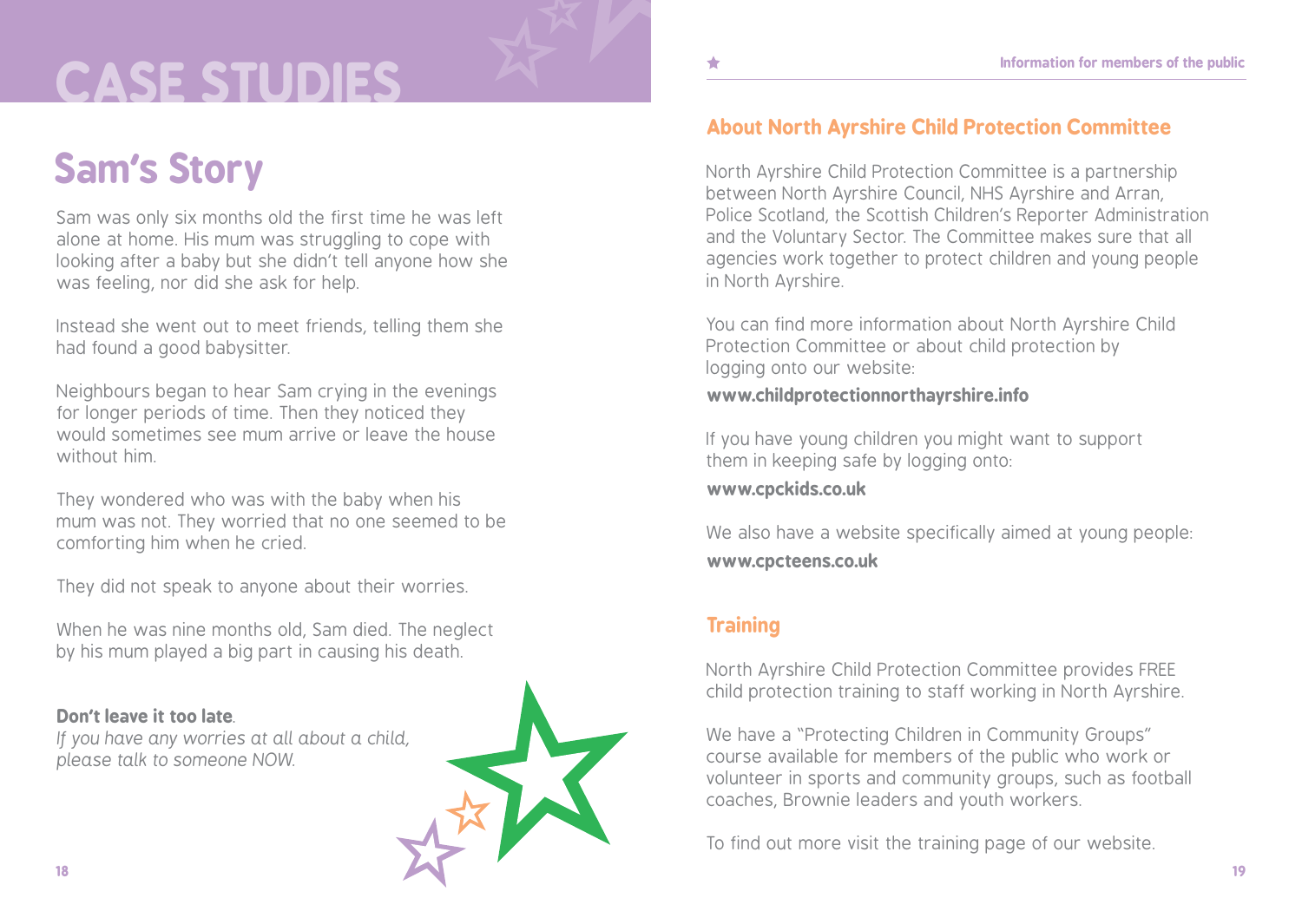# CASE STUDIES

## Sam's Story

Sam was only six months old the first time he was left alone at home. His mum was struggling to cope with looking after a baby but she didn't tell anyone how she was feeling, nor did she ask for help.

Instead she went out to meet friends, telling them she had found a good babysitter.

Neighbours began to hear Sam crying in the evenings for longer periods of time. Then they noticed they would sometimes see mum arrive or leave the house without him.

They wondered who was with the baby when his mum was not. They worried that no one seemed to be comforting him when he cried.

They did not speak to anyone about their worries.

When he was nine months old, Sam died. The neglect by his mum played a big part in causing his death.

**Don't leave it too late**.
*If you have any worries at all about a child, please talk to someone NOW.*

## About North Ayrshire Child Protection Committee

North Ayrshire Child Protection Committee is a partnership between North Ayrshire Council, NHS Ayrshire and Arran, Police Scotland, the Scottish Children's Reporter Administration and the Voluntary Sector. The Committee makes sure that all agencies work together to protect children and young people in North Ayrshire.

You can find more information about North Ayrshire Child Protection Committee or about child protection by logging onto our website:
**www.childprotectionnorthayrshire.info**

If you have young children you might want to support them in keeping safe by logging onto:
**www.cpckids.co.uk**

We also have a website specifically aimed at young people:
**www.cpcteens.co.uk**

## Training

North Ayrshire Child Protection Committee provides FREE child protection training to staff working in North Ayrshire.

We have a "Protecting Children in Community Groups" course available for members of the public who work or volunteer in sports and community groups, such as football coaches, Brownie leaders and youth workers.

To find out more visit the training page of our website.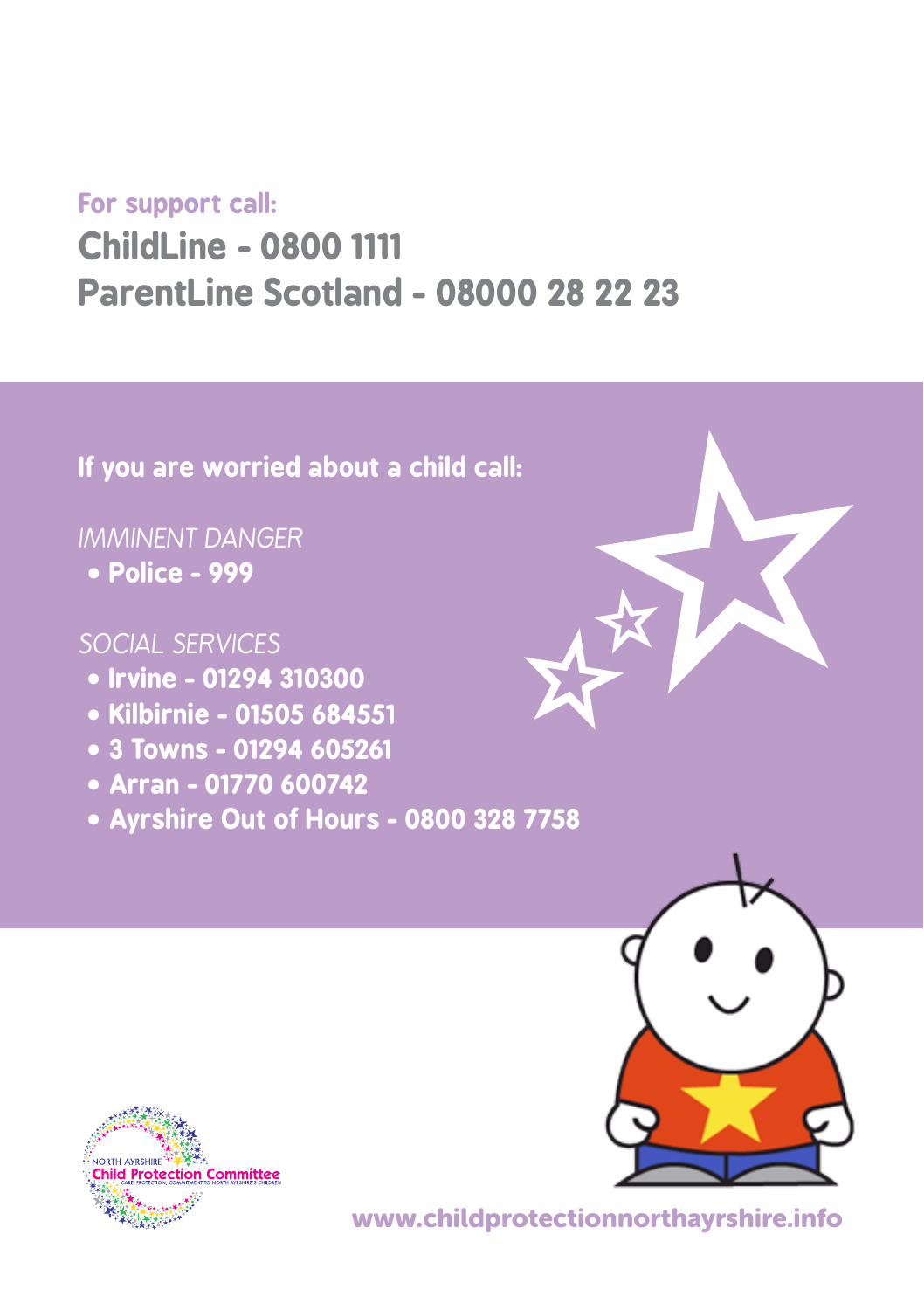**For support call:**

## ChildLine - 0800 1111

## ParentLine Scotland - 08000 28 22 23

**If you are worried about a child call:**

*IMMINENT DANGER*

- **Police - 999**

*SOCIAL SERVICES*

- **Irvine - 01294 310300**
- **Kilbirnie - 01505 684551**
- **3 Towns - 01294 605261**
- **Arran - 01770 600742**
- **Ayrshire Out of Hours - 0800 328 7758**

NORTH AYRSHIRE Child Protection Committee

CARE, PROTECTION, COMMITMENT TO NORTH AYRSHIRE'S CHILDREN

www.childprotectionnorthayrshire.info